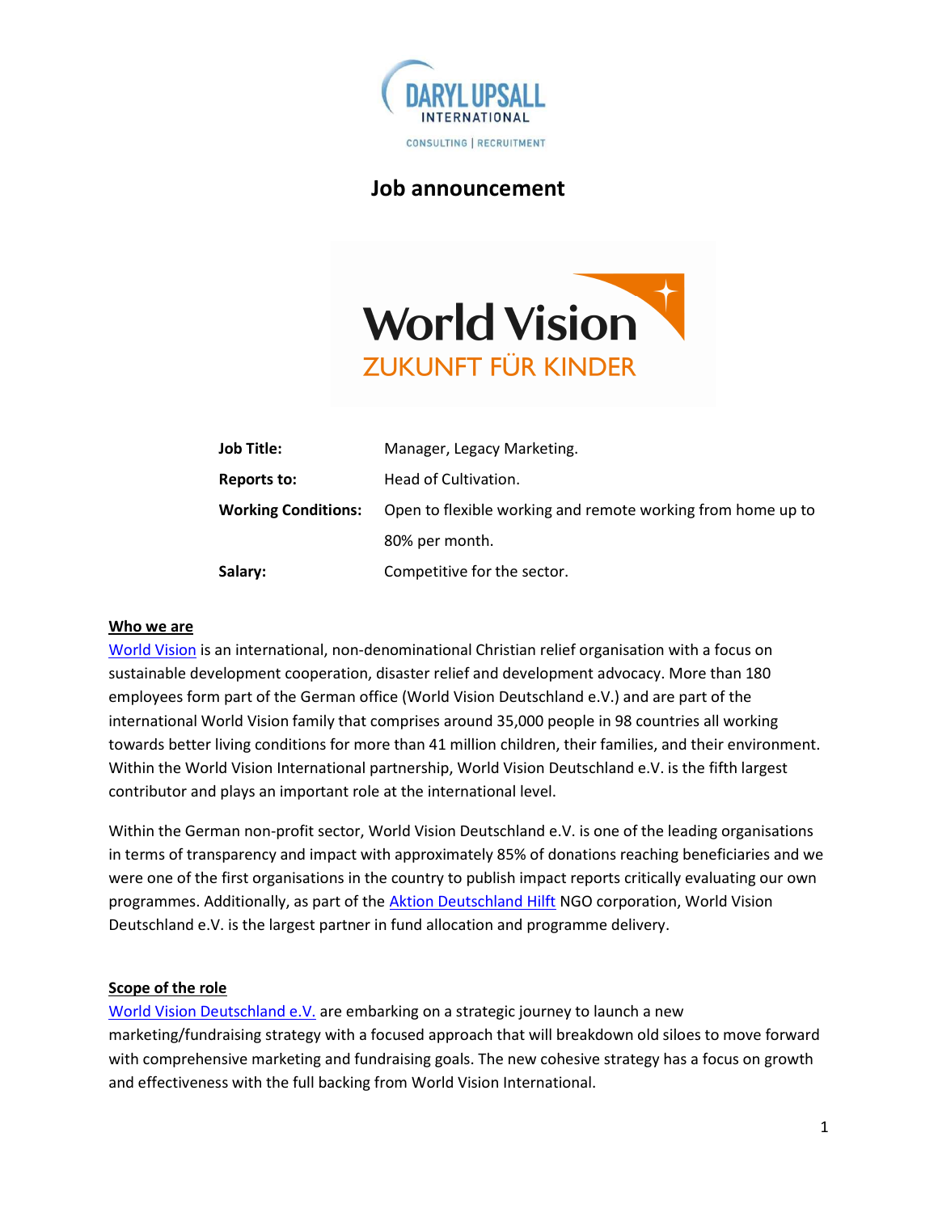# Job announcement

| | |
|---|---|
| **Job Title:** | Manager, Legacy Marketing. |
| **Reports to:** | Head of Cultivation. |
| **Working Conditions:** | Open to flexible working and remote working from home up to 80% per month. |
| **Salary:** | Competitive for the sector. |

## Who we are

World Vision is an international, non-denominational Christian relief organisation with a focus on sustainable development cooperation, disaster relief and development advocacy. More than 180 employees form part of the German office (World Vision Deutschland e.V.) and are part of the international World Vision family that comprises around 35,000 people in 98 countries all working towards better living conditions for more than 41 million children, their families, and their environment. Within the World Vision International partnership, World Vision Deutschland e.V. is the fifth largest contributor and plays an important role at the international level.

Within the German non-profit sector, World Vision Deutschland e.V. is one of the leading organisations in terms of transparency and impact with approximately 85% of donations reaching beneficiaries and we were one of the first organisations in the country to publish impact reports critically evaluating our own programmes. Additionally, as part of the Aktion Deutschland Hilft NGO corporation, World Vision Deutschland e.V. is the largest partner in fund allocation and programme delivery.

## Scope of the role

World Vision Deutschland e.V. are embarking on a strategic journey to launch a new marketing/fundraising strategy with a focused approach that will breakdown old siloes to move forward with comprehensive marketing and fundraising goals. The new cohesive strategy has a focus on growth and effectiveness with the full backing from World Vision International.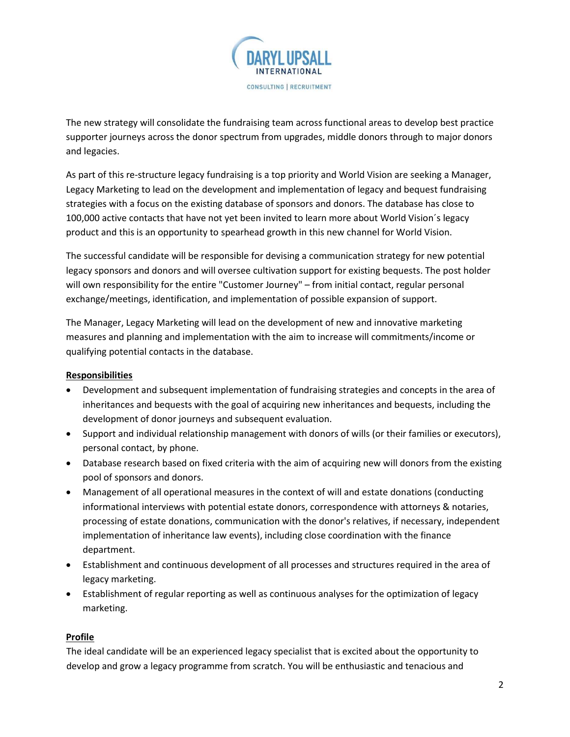The new strategy will consolidate the fundraising team across functional areas to develop best practice supporter journeys across the donor spectrum from upgrades, middle donors through to major donors and legacies.

As part of this re-structure legacy fundraising is a top priority and World Vision are seeking a Manager, Legacy Marketing to lead on the development and implementation of legacy and bequest fundraising strategies with a focus on the existing database of sponsors and donors. The database has close to 100,000 active contacts that have not yet been invited to learn more about World Vision´s legacy product and this is an opportunity to spearhead growth in this new channel for World Vision.

The successful candidate will be responsible for devising a communication strategy for new potential legacy sponsors and donors and will oversee cultivation support for existing bequests. The post holder will own responsibility for the entire "Customer Journey" – from initial contact, regular personal exchange/meetings, identification, and implementation of possible expansion of support.

The Manager, Legacy Marketing will lead on the development of new and innovative marketing measures and planning and implementation with the aim to increase will commitments/income or qualifying potential contacts in the database.

**Responsibilities**

- Development and subsequent implementation of fundraising strategies and concepts in the area of inheritances and bequests with the goal of acquiring new inheritances and bequests, including the development of donor journeys and subsequent evaluation.
- Support and individual relationship management with donors of wills (or their families or executors), personal contact, by phone.
- Database research based on fixed criteria with the aim of acquiring new will donors from the existing pool of sponsors and donors.
- Management of all operational measures in the context of will and estate donations (conducting informational interviews with potential estate donors, correspondence with attorneys & notaries, processing of estate donations, communication with the donor's relatives, if necessary, independent implementation of inheritance law events), including close coordination with the finance department.
- Establishment and continuous development of all processes and structures required in the area of legacy marketing.
- Establishment of regular reporting as well as continuous analyses for the optimization of legacy marketing.

**Profile**

The ideal candidate will be an experienced legacy specialist that is excited about the opportunity to develop and grow a legacy programme from scratch. You will be enthusiastic and tenacious and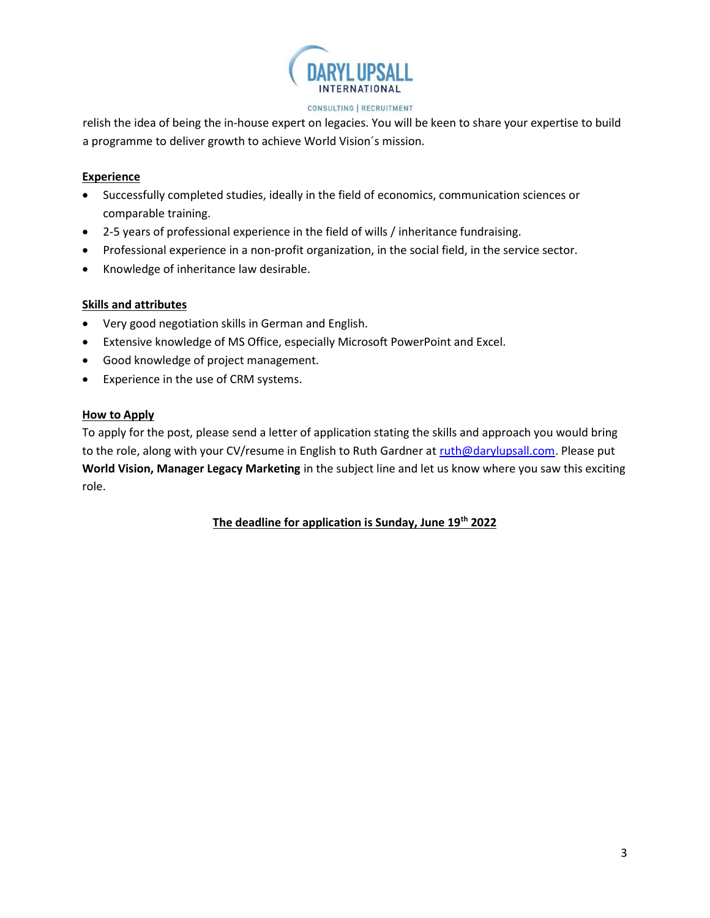relish the idea of being the in-house expert on legacies. You will be keen to share your expertise to build a programme to deliver growth to achieve World Vision´s mission.

## Experience

- Successfully completed studies, ideally in the field of economics, communication sciences or comparable training.
- 2-5 years of professional experience in the field of wills / inheritance fundraising.
- Professional experience in a non-profit organization, in the social field, in the service sector.
- Knowledge of inheritance law desirable.

## Skills and attributes

- Very good negotiation skills in German and English.
- Extensive knowledge of MS Office, especially Microsoft PowerPoint and Excel.
- Good knowledge of project management.
- Experience in the use of CRM systems.

## How to Apply

To apply for the post, please send a letter of application stating the skills and approach you would bring to the role, along with your CV/resume in English to Ruth Gardner at ruth@darylupsall.com. Please put **World Vision, Manager Legacy Marketing** in the subject line and let us know where you saw this exciting role.

**The deadline for application is Sunday, June 19th 2022**